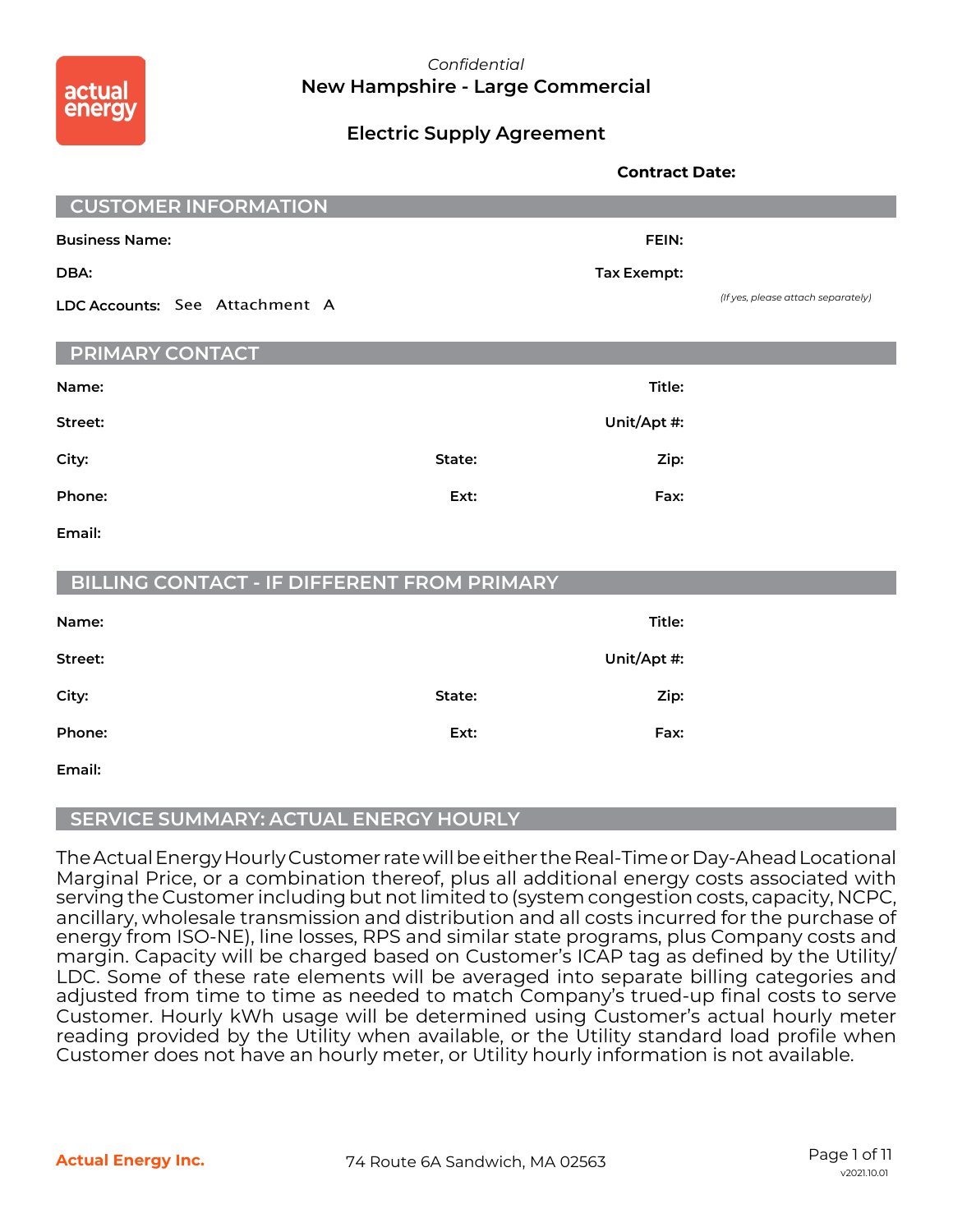*Confidential*

# New Hampshire - Large Commercial

## Electric Supply Agreement

**Contract Date:**

## CUSTOMER INFORMATION

**Business Name:** **FEIN:**

**DBA:** **Tax Exempt:**

*(If yes, please attach separately)*

**LDC Accounts:** See Attachment A

## PRIMARY CONTACT

**Name:** **Title:**

**Street:** **Unit/Apt #:**

**City:** **State:** **Zip:**

**Phone:** **Ext:** **Fax:**

**Email:**

## BILLING CONTACT - IF DIFFERENT FROM PRIMARY

**Name:** **Title:**

**Street:** **Unit/Apt #:**

**City:** **State:** **Zip:**

**Phone:** **Ext:** **Fax:**

**Email:**

## SERVICE SUMMARY: ACTUAL ENERGY HOURLY

The Actual Energy Hourly Customer rate will be either the Real-Time or Day-Ahead Locational Marginal Price, or a combination thereof, plus all additional energy costs associated with serving the Customer including but not limited to (system congestion costs, capacity, NCPC, ancillary, wholesale transmission and distribution and all costs incurred for the purchase of energy from ISO-NE), line losses, RPS and similar state programs, plus Company costs and margin. Capacity will be charged based on Customer's ICAP tag as defined by the Utility/ LDC. Some of these rate elements will be averaged into separate billing categories and adjusted from time to time as needed to match Company's trued-up final costs to serve Customer. Hourly kWh usage will be determined using Customer's actual hourly meter reading provided by the Utility when available, or the Utility standard load profile when Customer does not have an hourly meter, or Utility hourly information is not available.

**Actual Energy Inc.** 74 Route 6A Sandwich, MA 02563

v2021.10.01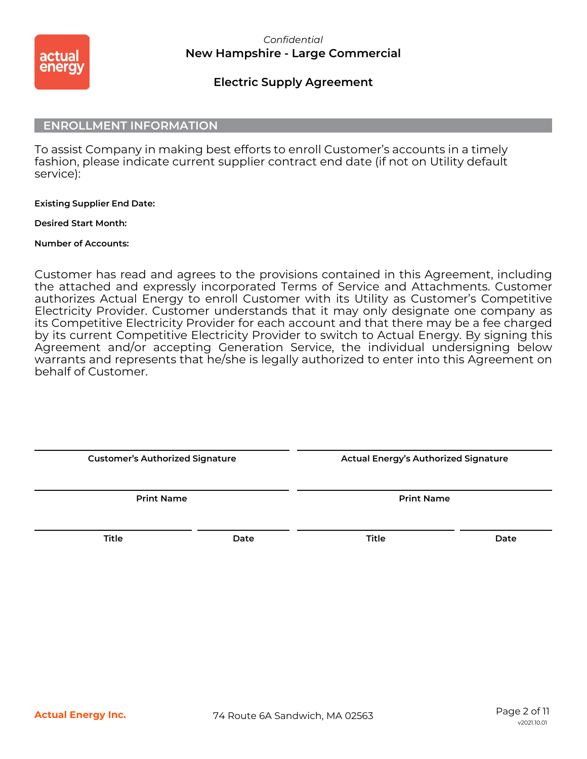*Confidential*

**New Hampshire - Large Commercial**

**Electric Supply Agreement**

## ENROLLMENT INFORMATION

To assist Company in making best efforts to enroll Customer's accounts in a timely fashion, please indicate current supplier contract end date (if not on Utility default service):

**Existing Supplier End Date:**

**Desired Start Month:**

**Number of Accounts:**

Customer has read and agrees to the provisions contained in this Agreement, including the attached and expressly incorporated Terms of Service and Attachments. Customer authorizes Actual Energy to enroll Customer with its Utility as Customer's Competitive Electricity Provider. Customer understands that it may only designate one company as its Competitive Electricity Provider for each account and that there may be a fee charged by its current Competitive Electricity Provider to switch to Actual Energy. By signing this Agreement and/or accepting Generation Service, the individual undersigning below warrants and represents that he/she is legally authorized to enter into this Agreement on behalf of Customer.

| | | | |
|---|---|---|---|
| **Customer's Authorized Signature** | | **Actual Energy's Authorized Signature** | |
| **Print Name** | | **Print Name** | |
| **Title** | **Date** | **Title** | **Date** |

**Actual Energy Inc.** 74 Route 6A Sandwich, MA 02563

v2021.10.01